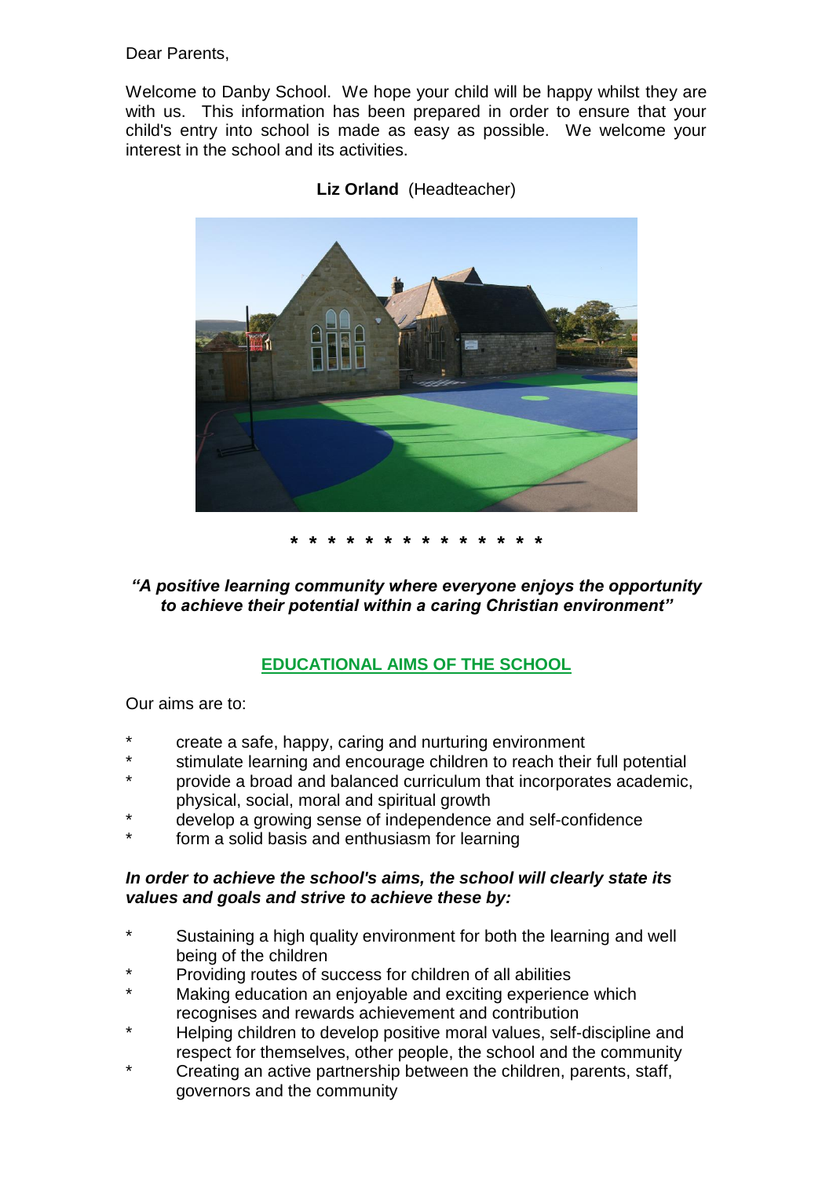Dear Parents,

Welcome to Danby School. We hope your child will be happy whilst they are with us. This information has been prepared in order to ensure that your child's entry into school is made as easy as possible. We welcome your interest in the school and its activities.

**Liz Orland** (Headteacher)

\* \* \* \* \* \* \* \* \* \* \* \* \* \*

***"A positive learning community where everyone enjoys the opportunity to achieve their potential within a caring Christian environment"***

## EDUCATIONAL AIMS OF THE SCHOOL

Our aims are to:

- create a safe, happy, caring and nurturing environment
- stimulate learning and encourage children to reach their full potential
- provide a broad and balanced curriculum that incorporates academic, physical, social, moral and spiritual growth
- develop a growing sense of independence and self-confidence
- form a solid basis and enthusiasm for learning

***In order to achieve the school's aims, the school will clearly state its values and goals and strive to achieve these by:***

- Sustaining a high quality environment for both the learning and well being of the children
- Providing routes of success for children of all abilities
- Making education an enjoyable and exciting experience which recognises and rewards achievement and contribution
- Helping children to develop positive moral values, self-discipline and respect for themselves, other people, the school and the community
- Creating an active partnership between the children, parents, staff, governors and the community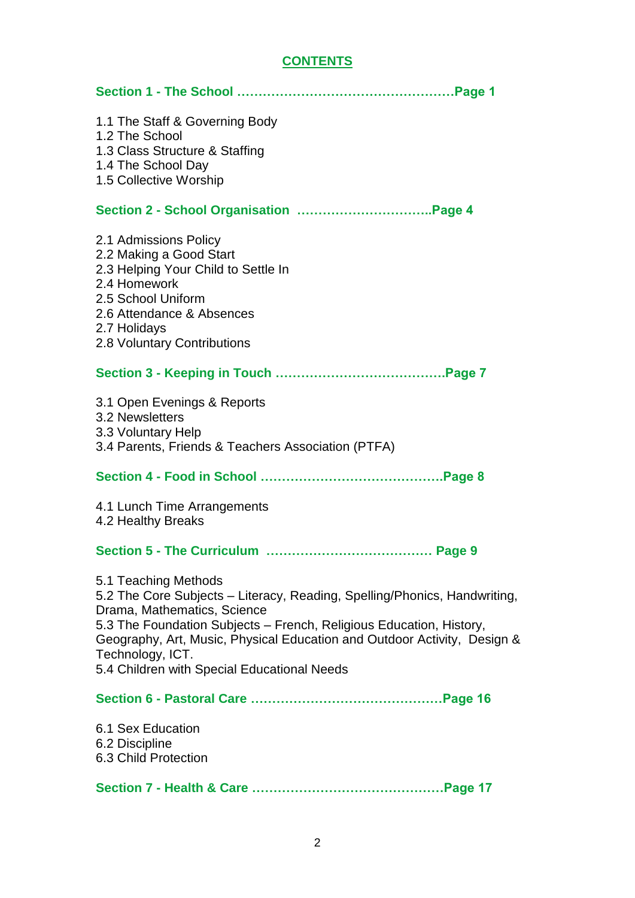# CONTENTS

**Section 1 - The School ……………………………………………Page 1**

1.1 The Staff & Governing Body
1.2 The School
1.3 Class Structure & Staffing
1.4 The School Day
1.5 Collective Worship

**Section 2 - School Organisation …………………………..Page 4**

2.1 Admissions Policy
2.2 Making a Good Start
2.3 Helping Your Child to Settle In
2.4 Homework
2.5 School Uniform
2.6 Attendance & Absences
2.7 Holidays
2.8 Voluntary Contributions

**Section 3 - Keeping in Touch …………………………………Page 7**

3.1 Open Evenings & Reports
3.2 Newsletters
3.3 Voluntary Help
3.4 Parents, Friends & Teachers Association (PTFA)

**Section 4 - Food in School ……………………………………Page 8**

4.1 Lunch Time Arrangements
4.2 Healthy Breaks

**Section 5 - The Curriculum ………………………………… Page 9**

5.1 Teaching Methods
5.2 The Core Subjects – Literacy, Reading, Spelling/Phonics, Handwriting, Drama, Mathematics, Science
5.3 The Foundation Subjects – French, Religious Education, History, Geography, Art, Music, Physical Education and Outdoor Activity, Design & Technology, ICT.
5.4 Children with Special Educational Needs

**Section 6 - Pastoral Care ………………………………………Page 16**

6.1 Sex Education
6.2 Discipline
6.3 Child Protection

**Section 7 - Health & Care ………………………………………Page 17**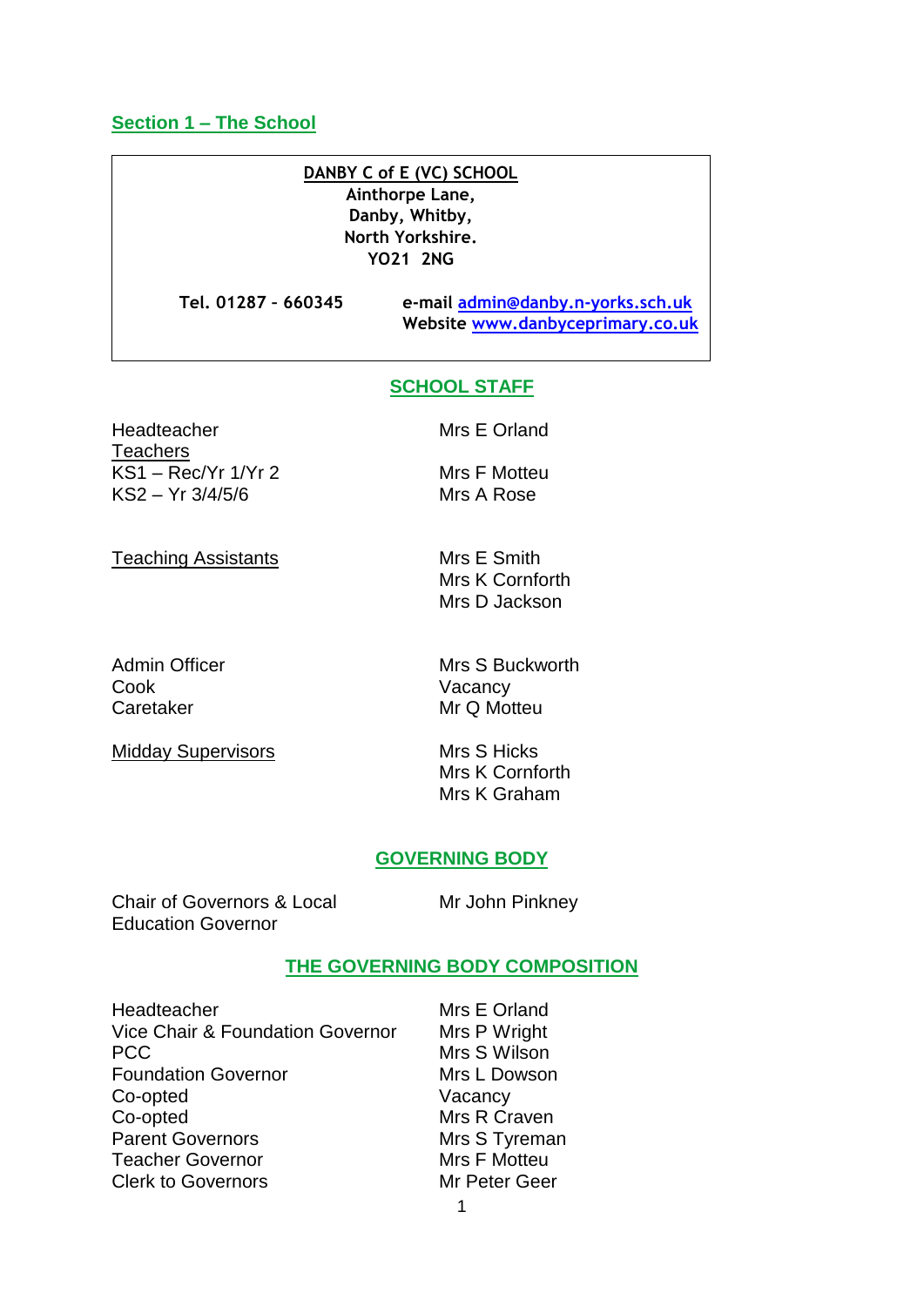## Section 1 – The School

**DANBY C of E (VC) SCHOOL**
**Ainthorpe Lane,**
**Danby, Whitby,**
**North Yorkshire.**
**YO21 2NG**

**Tel. 01287 – 660345**

**e-mail** admin@danby.n-yorks.sch.uk
**Website** www.danbyceprimary.co.uk

### SCHOOL STAFF

| | |
|---|---|
| Headteacher | Mrs E Orland |
| Teachers | |
| KS1 – Rec/Yr 1/Yr 2 | Mrs F Motteu |
| KS2 – Yr 3/4/5/6 | Mrs A Rose |
| Teaching Assistants | Mrs E Smith |
| | Mrs K Cornforth |
| | Mrs D Jackson |
| Admin Officer | Mrs S Buckworth |
| Cook | Vacancy |
| Caretaker | Mr Q Motteu |
| Midday Supervisors | Mrs S Hicks |
| | Mrs K Cornforth |
| | Mrs K Graham |

### GOVERNING BODY

| | |
|---|---|
| Chair of Governors & Local Education Governor | Mr John Pinkney |

### THE GOVERNING BODY COMPOSITION

| | |
|---|---|
| Headteacher | Mrs E Orland |
| Vice Chair & Foundation Governor | Mrs P Wright |
| PCC | Mrs S Wilson |
| Foundation Governor | Mrs L Dowson |
| Co-opted | Vacancy |
| Co-opted | Mrs R Craven |
| Parent Governors | Mrs S Tyreman |
| Teacher Governor | Mrs F Motteu |
| Clerk to Governors | Mr Peter Geer |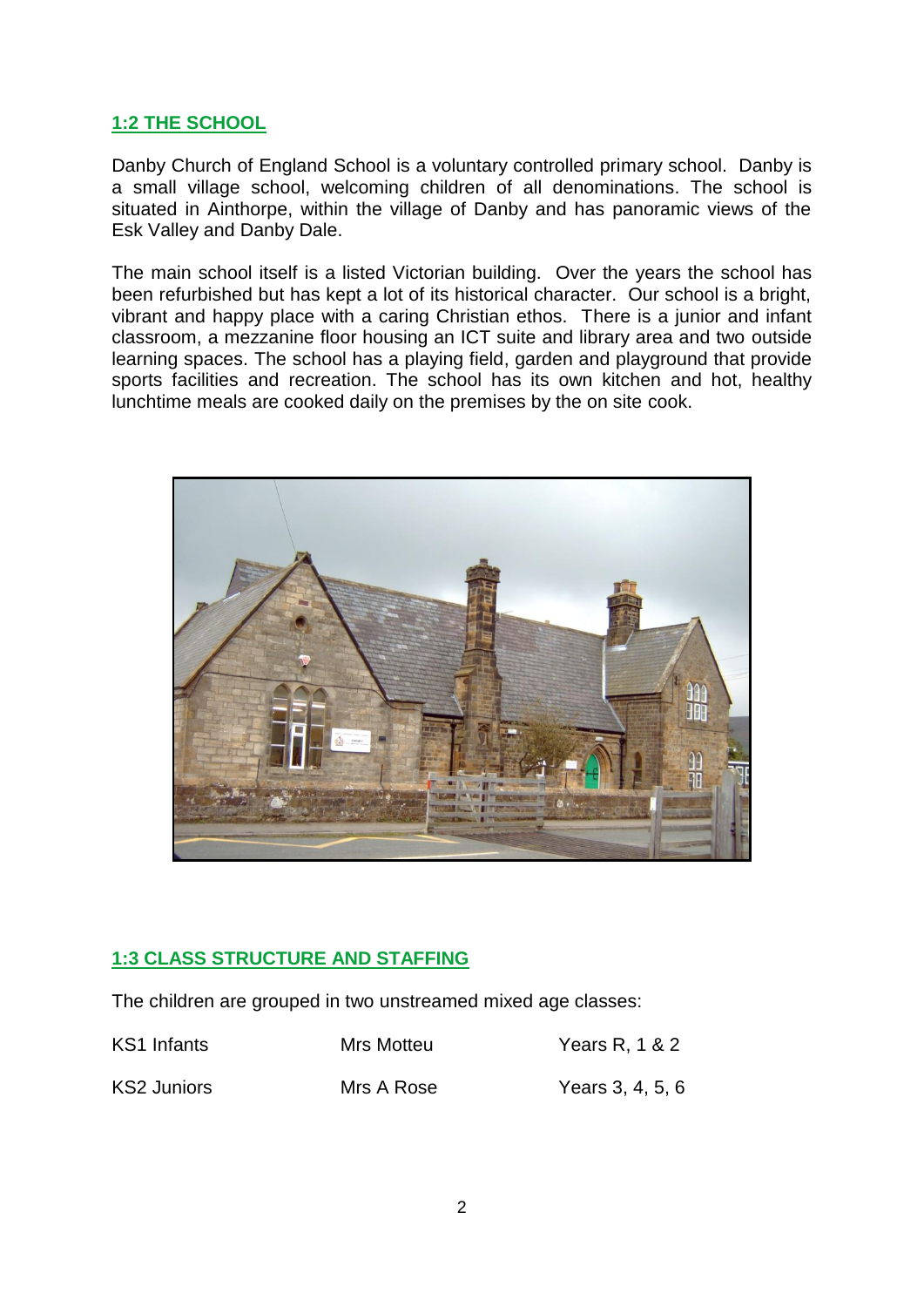## 1:2 THE SCHOOL

Danby Church of England School is a voluntary controlled primary school. Danby is a small village school, welcoming children of all denominations. The school is situated in Ainthorpe, within the village of Danby and has panoramic views of the Esk Valley and Danby Dale.

The main school itself is a listed Victorian building. Over the years the school has been refurbished but has kept a lot of its historical character. Our school is a bright, vibrant and happy place with a caring Christian ethos. There is a junior and infant classroom, a mezzanine floor housing an ICT suite and library area and two outside learning spaces. The school has a playing field, garden and playground that provide sports facilities and recreation. The school has its own kitchen and hot, healthy lunchtime meals are cooked daily on the premises by the on site cook.

## 1:3 CLASS STRUCTURE AND STAFFING

The children are grouped in two unstreamed mixed age classes:

| | | |
|---|---|---|
| KS1 Infants | Mrs Motteu | Years R, 1 & 2 |
| KS2 Juniors | Mrs A Rose | Years 3, 4, 5, 6 |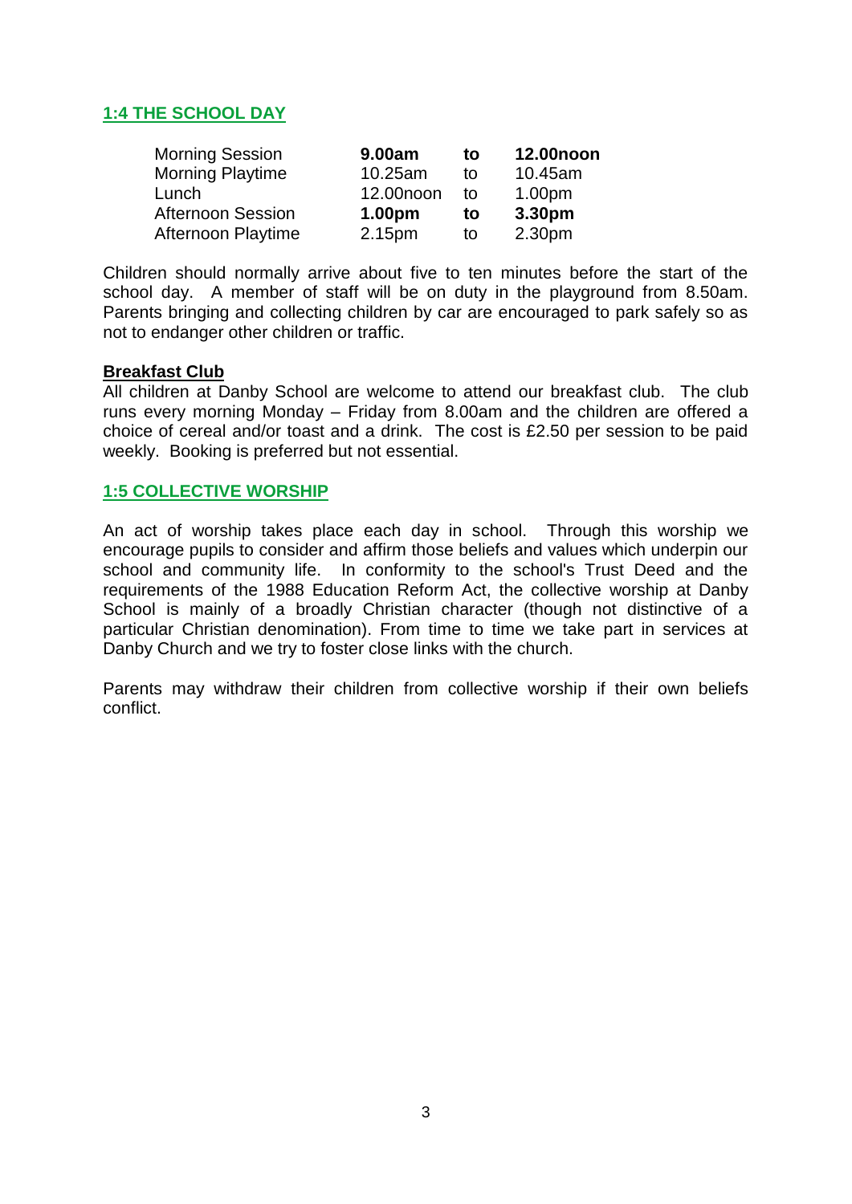## 1:4 THE SCHOOL DAY

| | | | |
|---|---|---|---|
| Morning Session | **9.00am** | **to** | **12.00noon** |
| Morning Playtime | 10.25am | to | 10.45am |
| Lunch | 12.00noon | to | 1.00pm |
| Afternoon Session | **1.00pm** | **to** | **3.30pm** |
| Afternoon Playtime | 2.15pm | to | 2.30pm |

Children should normally arrive about five to ten minutes before the start of the school day. A member of staff will be on duty in the playground from 8.50am. Parents bringing and collecting children by car are encouraged to park safely so as not to endanger other children or traffic.

### Breakfast Club

All children at Danby School are welcome to attend our breakfast club. The club runs every morning Monday – Friday from 8.00am and the children are offered a choice of cereal and/or toast and a drink. The cost is £2.50 per session to be paid weekly. Booking is preferred but not essential.

## 1:5 COLLECTIVE WORSHIP

An act of worship takes place each day in school. Through this worship we encourage pupils to consider and affirm those beliefs and values which underpin our school and community life. In conformity to the school's Trust Deed and the requirements of the 1988 Education Reform Act, the collective worship at Danby School is mainly of a broadly Christian character (though not distinctive of a particular Christian denomination). From time to time we take part in services at Danby Church and we try to foster close links with the church.

Parents may withdraw their children from collective worship if their own beliefs conflict.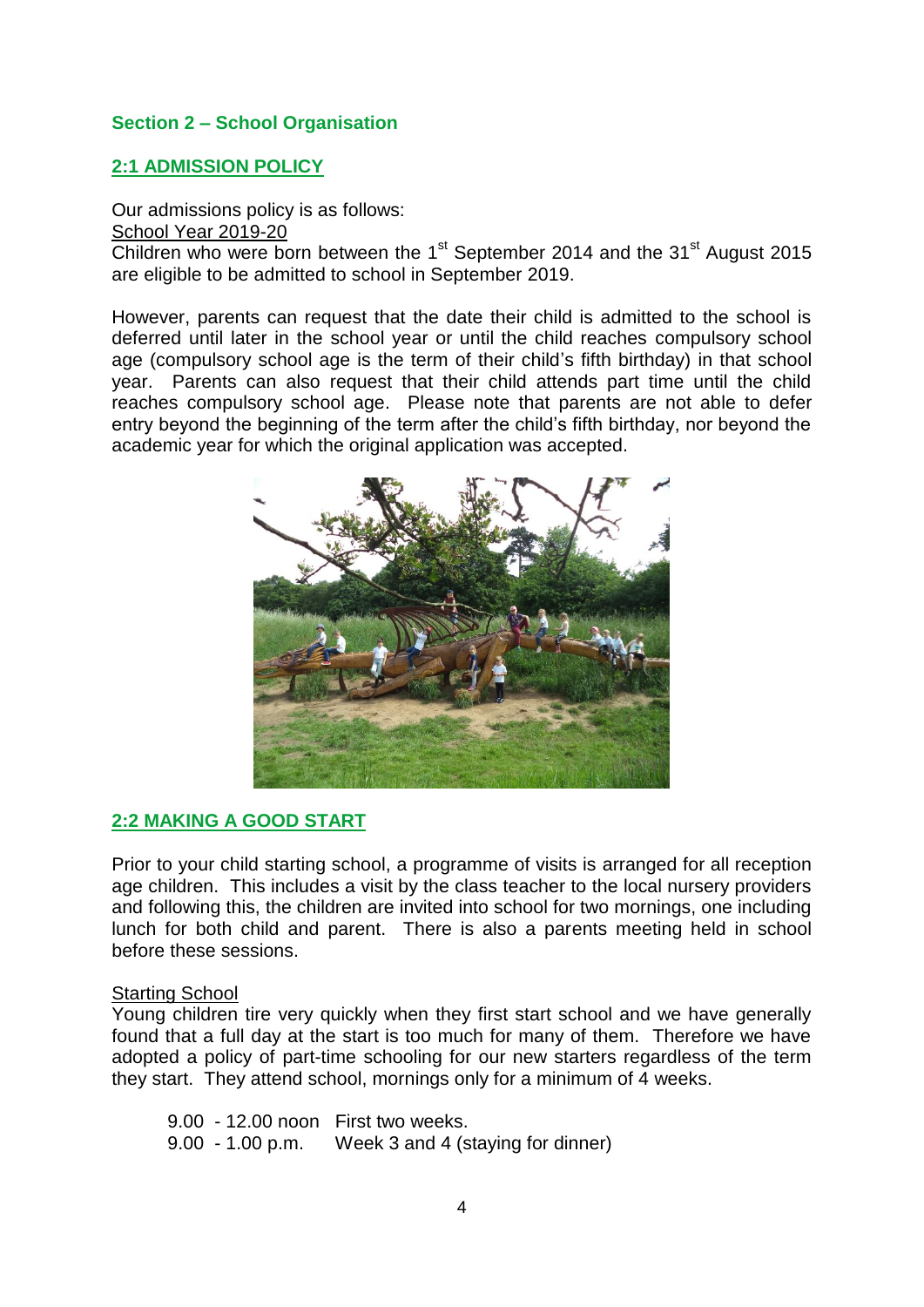## Section 2 – School Organisation

### 2:1 ADMISSION POLICY

Our admissions policy is as follows:

School Year 2019-20

Children who were born between the 1st September 2014 and the 31st August 2015 are eligible to be admitted to school in September 2019.

However, parents can request that the date their child is admitted to the school is deferred until later in the school year or until the child reaches compulsory school age (compulsory school age is the term of their child's fifth birthday) in that school year. Parents can also request that their child attends part time until the child reaches compulsory school age. Please note that parents are not able to defer entry beyond the beginning of the term after the child's fifth birthday, nor beyond the academic year for which the original application was accepted.

### 2:2 MAKING A GOOD START

Prior to your child starting school, a programme of visits is arranged for all reception age children. This includes a visit by the class teacher to the local nursery providers and following this, the children are invited into school for two mornings, one including lunch for both child and parent. There is also a parents meeting held in school before these sessions.

Starting School

Young children tire very quickly when they first start school and we have generally found that a full day at the start is too much for many of them. Therefore we have adopted a policy of part-time schooling for our new starters regardless of the term they start. They attend school, mornings only for a minimum of 4 weeks.

| | |
|---|---|
| 9.00 - 12.00 noon | First two weeks. |
| 9.00 - 1.00 p.m. | Week 3 and 4 (staying for dinner) |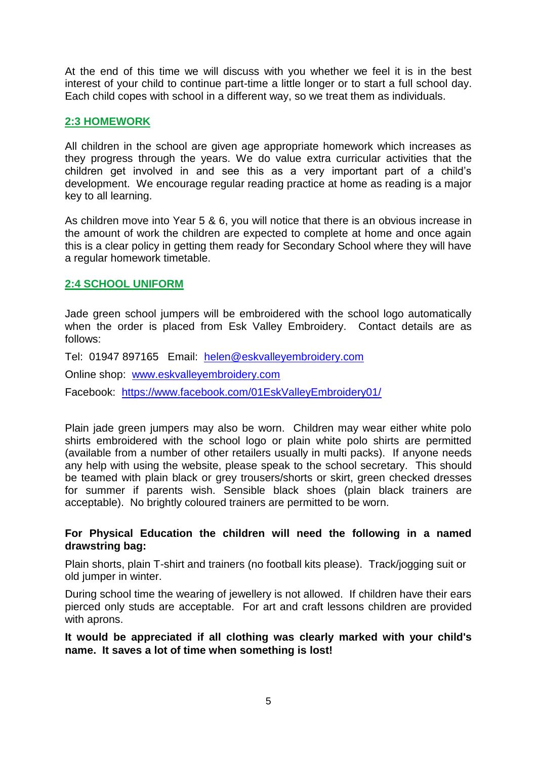At the end of this time we will discuss with you whether we feel it is in the best interest of your child to continue part-time a little longer or to start a full school day. Each child copes with school in a different way, so we treat them as individuals.

## 2:3 HOMEWORK

All children in the school are given age appropriate homework which increases as they progress through the years. We do value extra curricular activities that the children get involved in and see this as a very important part of a child's development. We encourage regular reading practice at home as reading is a major key to all learning.

As children move into Year 5 & 6, you will notice that there is an obvious increase in the amount of work the children are expected to complete at home and once again this is a clear policy in getting them ready for Secondary School where they will have a regular homework timetable.

## 2:4 SCHOOL UNIFORM

Jade green school jumpers will be embroidered with the school logo automatically when the order is placed from Esk Valley Embroidery. Contact details are as follows:

Tel: 01947 897165 Email: helen@eskvalleyembroidery.com

Online shop: www.eskvalleyembroidery.com

Facebook: https://www.facebook.com/01EskValleyEmbroidery01/

Plain jade green jumpers may also be worn. Children may wear either white polo shirts embroidered with the school logo or plain white polo shirts are permitted (available from a number of other retailers usually in multi packs). If anyone needs any help with using the website, please speak to the school secretary. This should be teamed with plain black or grey trousers/shorts or skirt, green checked dresses for summer if parents wish. Sensible black shoes (plain black trainers are acceptable). No brightly coloured trainers are permitted to be worn.

**For Physical Education the children will need the following in a named drawstring bag:**

Plain shorts, plain T-shirt and trainers (no football kits please). Track/jogging suit or old jumper in winter.

During school time the wearing of jewellery is not allowed. If children have their ears pierced only studs are acceptable. For art and craft lessons children are provided with aprons.

**It would be appreciated if all clothing was clearly marked with your child's name. It saves a lot of time when something is lost!**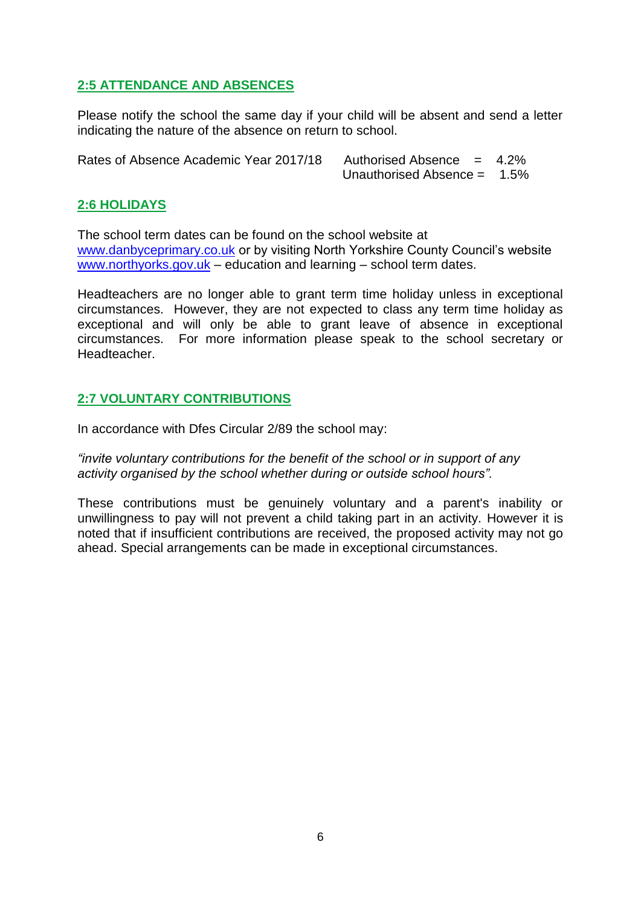## 2:5 ATTENDANCE AND ABSENCES

Please notify the school the same day if your child will be absent and send a letter indicating the nature of the absence on return to school.

Rates of Absence Academic Year 2017/18 Authorised Absence = 4.2%
Unauthorised Absence = 1.5%

## 2:6 HOLIDAYS

The school term dates can be found on the school website at [www.danbyceprimary.co.uk](http://www.danbyceprimary.co.uk) or by visiting North Yorkshire County Council's website [www.northyorks.gov.uk](http://www.northyorks.gov.uk) – education and learning – school term dates.

Headteachers are no longer able to grant term time holiday unless in exceptional circumstances. However, they are not expected to class any term time holiday as exceptional and will only be able to grant leave of absence in exceptional circumstances. For more information please speak to the school secretary or Headteacher.

## 2:7 VOLUNTARY CONTRIBUTIONS

In accordance with Dfes Circular 2/89 the school may:

*"invite voluntary contributions for the benefit of the school or in support of any activity organised by the school whether during or outside school hours".*

These contributions must be genuinely voluntary and a parent's inability or unwillingness to pay will not prevent a child taking part in an activity. However it is noted that if insufficient contributions are received, the proposed activity may not go ahead. Special arrangements can be made in exceptional circumstances.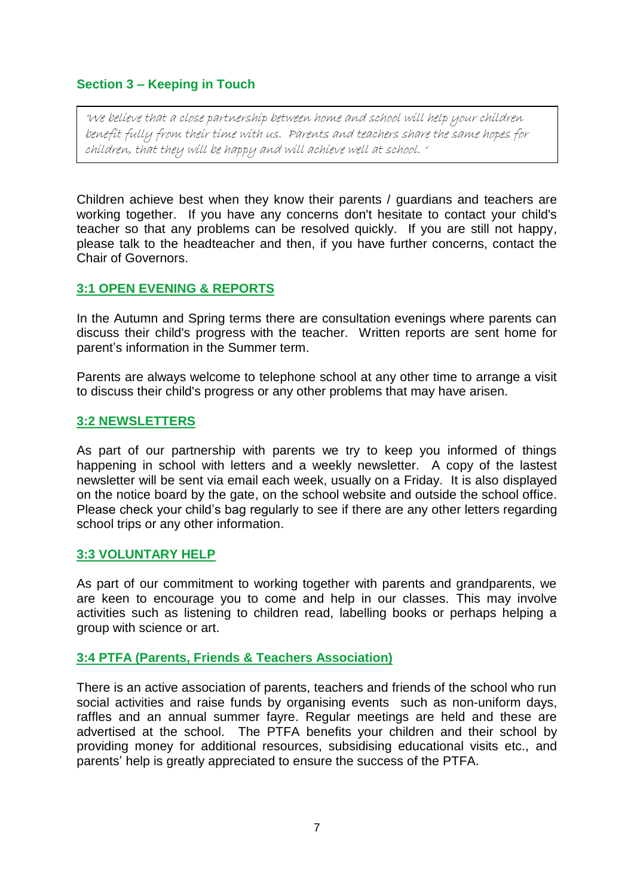## Section 3 – Keeping in Touch

> *'We believe that a close partnership between home and school will help your children benefit fully from their time with us. Parents and teachers share the same hopes for children, that they will be happy and will achieve well at school. '*

Children achieve best when they know their parents / guardians and teachers are working together. If you have any concerns don't hesitate to contact your child's teacher so that any problems can be resolved quickly. If you are still not happy, please talk to the headteacher and then, if you have further concerns, contact the Chair of Governors.

### 3:1 OPEN EVENING & REPORTS

In the Autumn and Spring terms there are consultation evenings where parents can discuss their child's progress with the teacher. Written reports are sent home for parent's information in the Summer term.

Parents are always welcome to telephone school at any other time to arrange a visit to discuss their child's progress or any other problems that may have arisen.

### 3:2 NEWSLETTERS

As part of our partnership with parents we try to keep you informed of things happening in school with letters and a weekly newsletter. A copy of the lastest newsletter will be sent via email each week, usually on a Friday. It is also displayed on the notice board by the gate, on the school website and outside the school office. Please check your child's bag regularly to see if there are any other letters regarding school trips or any other information.

### 3:3 VOLUNTARY HELP

As part of our commitment to working together with parents and grandparents, we are keen to encourage you to come and help in our classes. This may involve activities such as listening to children read, labelling books or perhaps helping a group with science or art.

### 3:4 PTFA (Parents, Friends & Teachers Association)

There is an active association of parents, teachers and friends of the school who run social activities and raise funds by organising events such as non-uniform days, raffles and an annual summer fayre. Regular meetings are held and these are advertised at the school. The PTFA benefits your children and their school by providing money for additional resources, subsidising educational visits etc., and parents' help is greatly appreciated to ensure the success of the PTFA.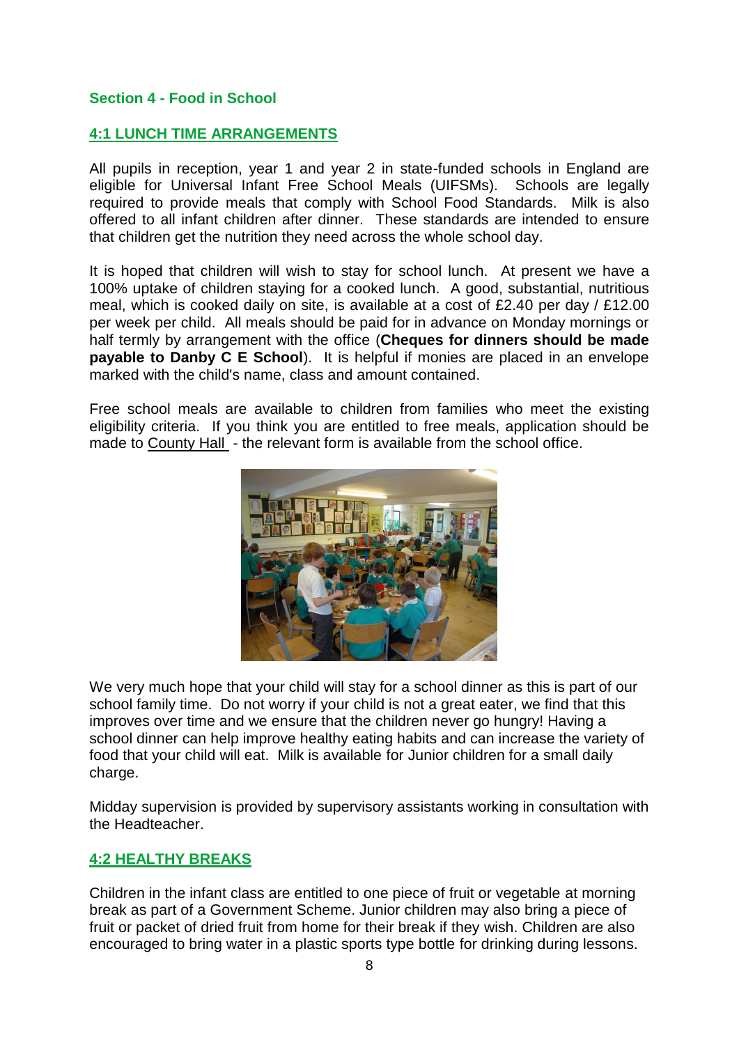## Section 4 - Food in School

### 4:1 LUNCH TIME ARRANGEMENTS

All pupils in reception, year 1 and year 2 in state-funded schools in England are eligible for Universal Infant Free School Meals (UIFSMs). Schools are legally required to provide meals that comply with School Food Standards. Milk is also offered to all infant children after dinner. These standards are intended to ensure that children get the nutrition they need across the whole school day.

It is hoped that children will wish to stay for school lunch. At present we have a 100% uptake of children staying for a cooked lunch. A good, substantial, nutritious meal, which is cooked daily on site, is available at a cost of £2.40 per day / £12.00 per week per child. All meals should be paid for in advance on Monday mornings or half termly by arrangement with the office (**Cheques for dinners should be made payable to Danby C E School**). It is helpful if monies are placed in an envelope marked with the child's name, class and amount contained.

Free school meals are available to children from families who meet the existing eligibility criteria. If you think you are entitled to free meals, application should be made to County Hall - the relevant form is available from the school office.

We very much hope that your child will stay for a school dinner as this is part of our school family time. Do not worry if your child is not a great eater, we find that this improves over time and we ensure that the children never go hungry! Having a school dinner can help improve healthy eating habits and can increase the variety of food that your child will eat. Milk is available for Junior children for a small daily charge.

Midday supervision is provided by supervisory assistants working in consultation with the Headteacher.

### 4:2 HEALTHY BREAKS

Children in the infant class are entitled to one piece of fruit or vegetable at morning break as part of a Government Scheme. Junior children may also bring a piece of fruit or packet of dried fruit from home for their break if they wish. Children are also encouraged to bring water in a plastic sports type bottle for drinking during lessons.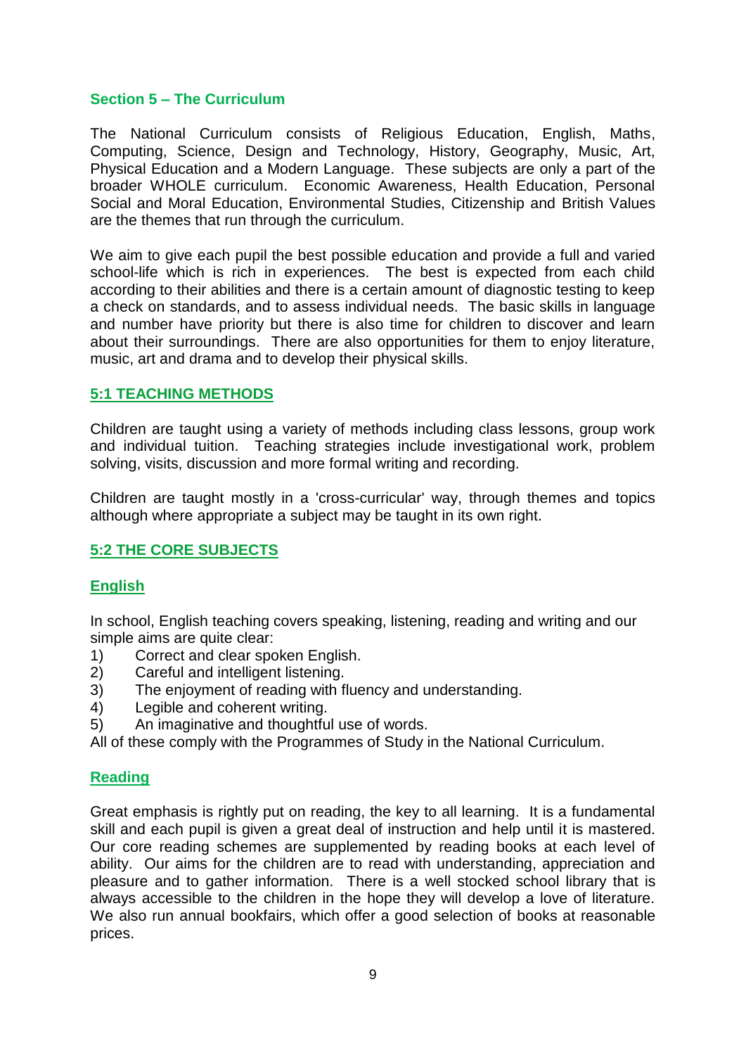## Section 5 – The Curriculum

The National Curriculum consists of Religious Education, English, Maths, Computing, Science, Design and Technology, History, Geography, Music, Art, Physical Education and a Modern Language. These subjects are only a part of the broader WHOLE curriculum. Economic Awareness, Health Education, Personal Social and Moral Education, Environmental Studies, Citizenship and British Values are the themes that run through the curriculum.

We aim to give each pupil the best possible education and provide a full and varied school-life which is rich in experiences. The best is expected from each child according to their abilities and there is a certain amount of diagnostic testing to keep a check on standards, and to assess individual needs. The basic skills in language and number have priority but there is also time for children to discover and learn about their surroundings. There are also opportunities for them to enjoy literature, music, art and drama and to develop their physical skills.

### 5:1 TEACHING METHODS

Children are taught using a variety of methods including class lessons, group work and individual tuition. Teaching strategies include investigational work, problem solving, visits, discussion and more formal writing and recording.

Children are taught mostly in a 'cross-curricular' way, through themes and topics although where appropriate a subject may be taught in its own right.

### 5:2 THE CORE SUBJECTS

#### English

In school, English teaching covers speaking, listening, reading and writing and our simple aims are quite clear:

1) Correct and clear spoken English.
2) Careful and intelligent listening.
3) The enjoyment of reading with fluency and understanding.
4) Legible and coherent writing.
5) An imaginative and thoughtful use of words.

All of these comply with the Programmes of Study in the National Curriculum.

#### Reading

Great emphasis is rightly put on reading, the key to all learning. It is a fundamental skill and each pupil is given a great deal of instruction and help until it is mastered. Our core reading schemes are supplemented by reading books at each level of ability. Our aims for the children are to read with understanding, appreciation and pleasure and to gather information. There is a well stocked school library that is always accessible to the children in the hope they will develop a love of literature. We also run annual bookfairs, which offer a good selection of books at reasonable prices.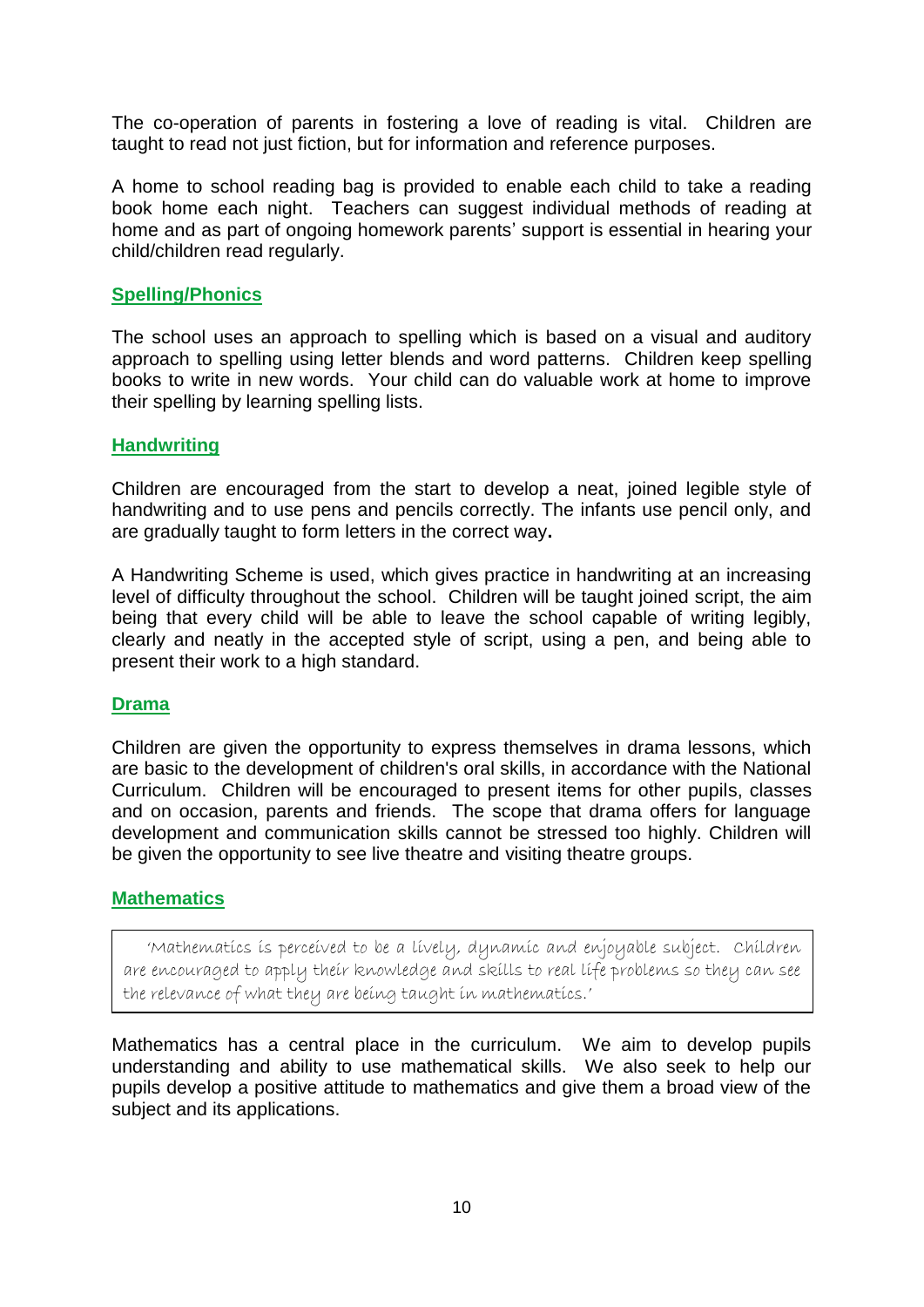The co-operation of parents in fostering a love of reading is vital. Children are taught to read not just fiction, but for information and reference purposes.

A home to school reading bag is provided to enable each child to take a reading book home each night. Teachers can suggest individual methods of reading at home and as part of ongoing homework parents' support is essential in hearing your child/children read regularly.

## Spelling/Phonics

The school uses an approach to spelling which is based on a visual and auditory approach to spelling using letter blends and word patterns. Children keep spelling books to write in new words. Your child can do valuable work at home to improve their spelling by learning spelling lists.

## Handwriting

Children are encouraged from the start to develop a neat, joined legible style of handwriting and to use pens and pencils correctly. The infants use pencil only, and are gradually taught to form letters in the correct way**.**

A Handwriting Scheme is used, which gives practice in handwriting at an increasing level of difficulty throughout the school. Children will be taught joined script, the aim being that every child will be able to leave the school capable of writing legibly, clearly and neatly in the accepted style of script, using a pen, and being able to present their work to a high standard.

## Drama

Children are given the opportunity to express themselves in drama lessons, which are basic to the development of children's oral skills, in accordance with the National Curriculum. Children will be encouraged to present items for other pupils, classes and on occasion, parents and friends. The scope that drama offers for language development and communication skills cannot be stressed too highly. Children will be given the opportunity to see live theatre and visiting theatre groups.

## Mathematics

> 'Mathematics is perceived to be a lively, dynamic and enjoyable subject. Children are encouraged to apply their knowledge and skills to real life problems so they can see the relevance of what they are being taught in mathematics.'

Mathematics has a central place in the curriculum. We aim to develop pupils understanding and ability to use mathematical skills. We also seek to help our pupils develop a positive attitude to mathematics and give them a broad view of the subject and its applications.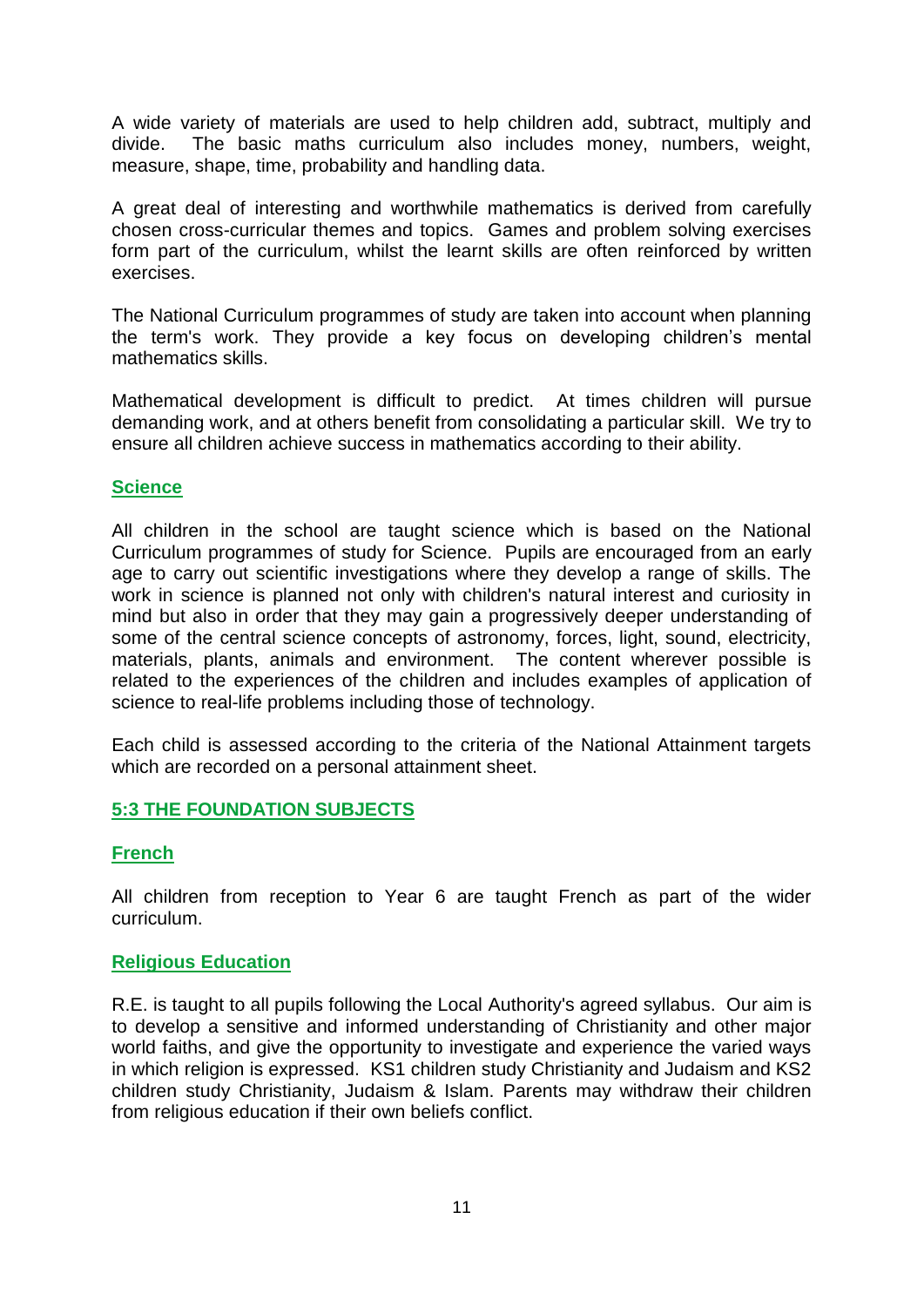A wide variety of materials are used to help children add, subtract, multiply and divide. The basic maths curriculum also includes money, numbers, weight, measure, shape, time, probability and handling data.

A great deal of interesting and worthwhile mathematics is derived from carefully chosen cross-curricular themes and topics. Games and problem solving exercises form part of the curriculum, whilst the learnt skills are often reinforced by written exercises.

The National Curriculum programmes of study are taken into account when planning the term's work. They provide a key focus on developing children's mental mathematics skills.

Mathematical development is difficult to predict. At times children will pursue demanding work, and at others benefit from consolidating a particular skill. We try to ensure all children achieve success in mathematics according to their ability.

### Science

All children in the school are taught science which is based on the National Curriculum programmes of study for Science. Pupils are encouraged from an early age to carry out scientific investigations where they develop a range of skills. The work in science is planned not only with children's natural interest and curiosity in mind but also in order that they may gain a progressively deeper understanding of some of the central science concepts of astronomy, forces, light, sound, electricity, materials, plants, animals and environment. The content wherever possible is related to the experiences of the children and includes examples of application of science to real-life problems including those of technology.

Each child is assessed according to the criteria of the National Attainment targets which are recorded on a personal attainment sheet.

## 5:3 THE FOUNDATION SUBJECTS

### French

All children from reception to Year 6 are taught French as part of the wider curriculum.

### Religious Education

R.E. is taught to all pupils following the Local Authority's agreed syllabus. Our aim is to develop a sensitive and informed understanding of Christianity and other major world faiths, and give the opportunity to investigate and experience the varied ways in which religion is expressed. KS1 children study Christianity and Judaism and KS2 children study Christianity, Judaism & Islam. Parents may withdraw their children from religious education if their own beliefs conflict.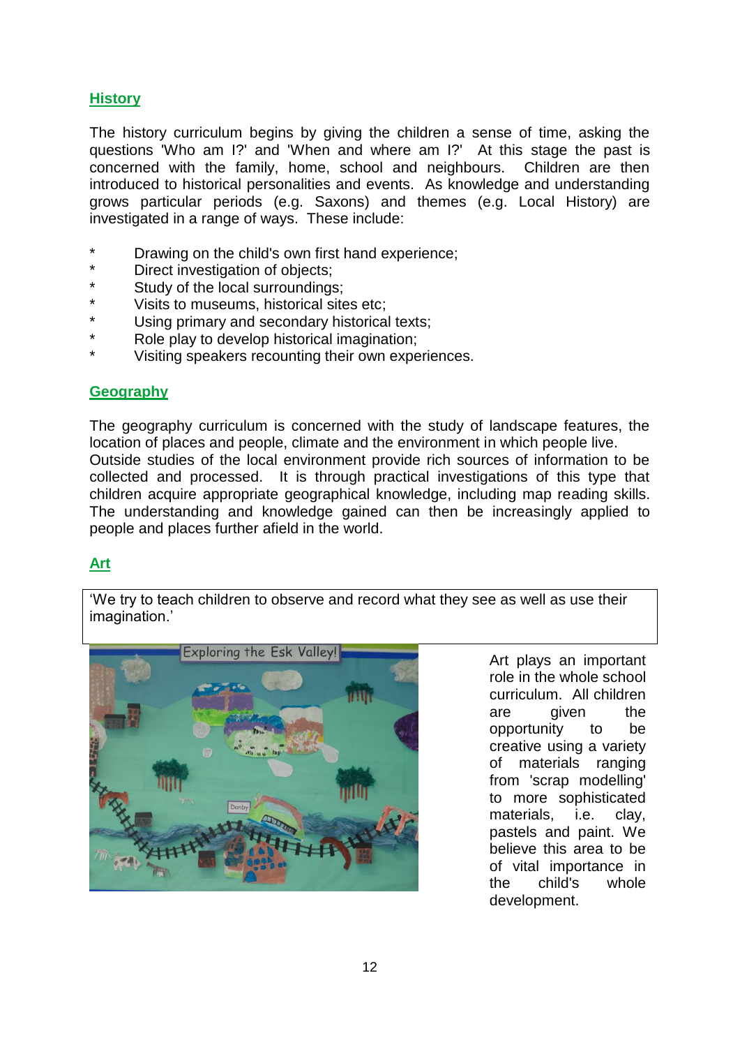## History

The history curriculum begins by giving the children a sense of time, asking the questions 'Who am I?' and 'When and where am I?' At this stage the past is concerned with the family, home, school and neighbours. Children are then introduced to historical personalities and events. As knowledge and understanding grows particular periods (e.g. Saxons) and themes (e.g. Local History) are investigated in a range of ways. These include:

* Drawing on the child's own first hand experience;
* Direct investigation of objects;
* Study of the local surroundings;
* Visits to museums, historical sites etc;
* Using primary and secondary historical texts;
* Role play to develop historical imagination;
* Visiting speakers recounting their own experiences.

## Geography

The geography curriculum is concerned with the study of landscape features, the location of places and people, climate and the environment in which people live.
Outside studies of the local environment provide rich sources of information to be collected and processed. It is through practical investigations of this type that children acquire appropriate geographical knowledge, including map reading skills. The understanding and knowledge gained can then be increasingly applied to people and places further afield in the world.

## Art

'We try to teach children to observe and record what they see as well as use their imagination.'

Art plays an important role in the whole school curriculum. All children are given the opportunity to be creative using a variety of materials ranging from 'scrap modelling' to more sophisticated materials, i.e. clay, pastels and paint. We believe this area to be of vital importance in the child's whole development.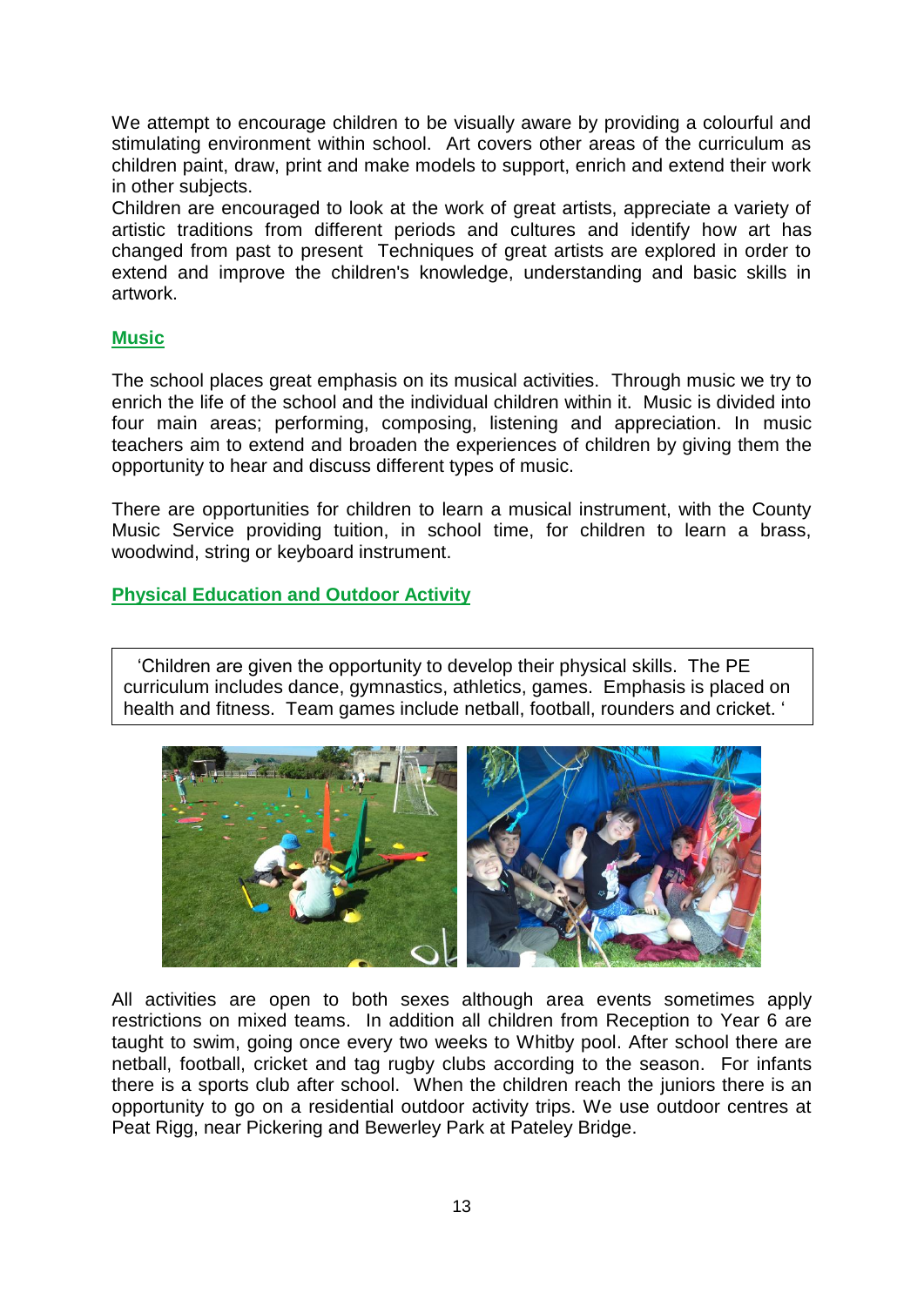We attempt to encourage children to be visually aware by providing a colourful and stimulating environment within school. Art covers other areas of the curriculum as children paint, draw, print and make models to support, enrich and extend their work in other subjects.

Children are encouraged to look at the work of great artists, appreciate a variety of artistic traditions from different periods and cultures and identify how art has changed from past to present Techniques of great artists are explored in order to extend and improve the children's knowledge, understanding and basic skills in artwork.

## Music

The school places great emphasis on its musical activities. Through music we try to enrich the life of the school and the individual children within it. Music is divided into four main areas; performing, composing, listening and appreciation. In music teachers aim to extend and broaden the experiences of children by giving them the opportunity to hear and discuss different types of music.

There are opportunities for children to learn a musical instrument, with the County Music Service providing tuition, in school time, for children to learn a brass, woodwind, string or keyboard instrument.

## Physical Education and Outdoor Activity

'Children are given the opportunity to develop their physical skills. The PE curriculum includes dance, gymnastics, athletics, games. Emphasis is placed on health and fitness. Team games include netball, football, rounders and cricket. '

All activities are open to both sexes although area events sometimes apply restrictions on mixed teams. In addition all children from Reception to Year 6 are taught to swim, going once every two weeks to Whitby pool. After school there are netball, football, cricket and tag rugby clubs according to the season. For infants there is a sports club after school. When the children reach the juniors there is an opportunity to go on a residential outdoor activity trips. We use outdoor centres at Peat Rigg, near Pickering and Bewerley Park at Pateley Bridge.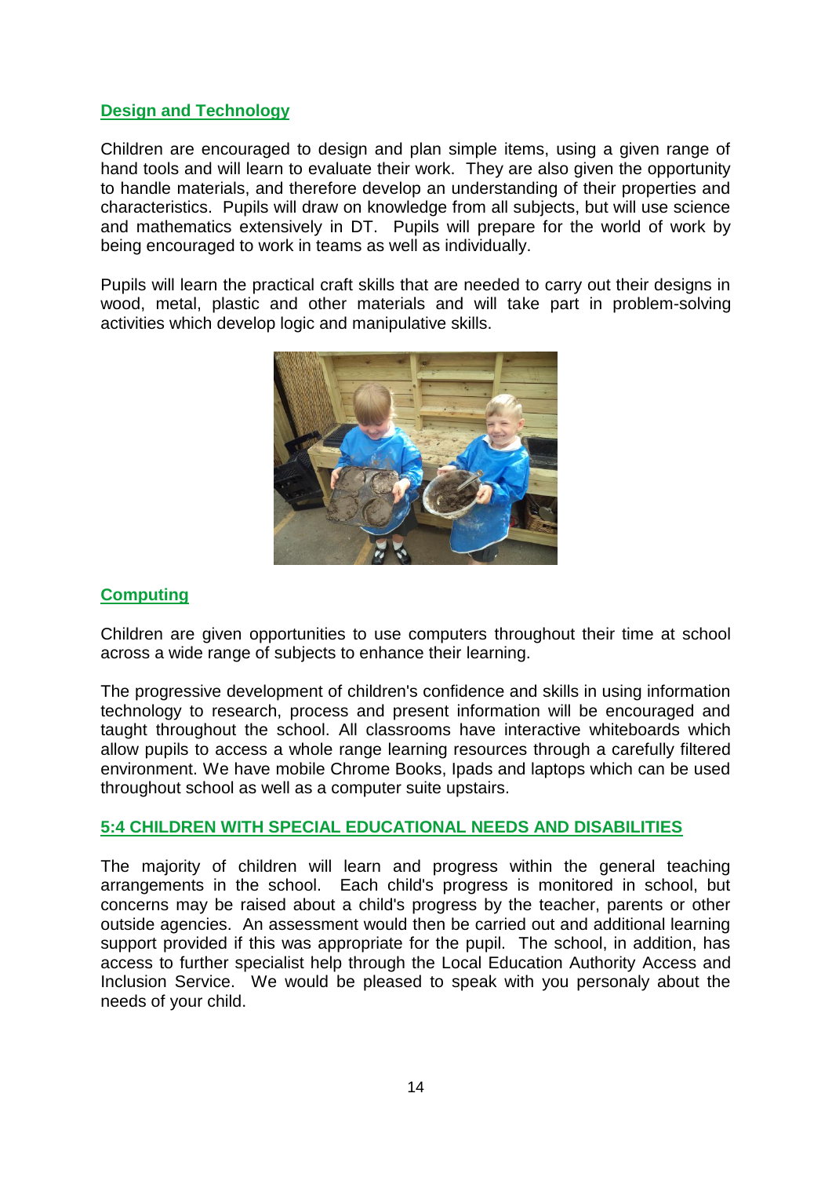## Design and Technology

Children are encouraged to design and plan simple items, using a given range of hand tools and will learn to evaluate their work. They are also given the opportunity to handle materials, and therefore develop an understanding of their properties and characteristics. Pupils will draw on knowledge from all subjects, but will use science and mathematics extensively in DT. Pupils will prepare for the world of work by being encouraged to work in teams as well as individually.

Pupils will learn the practical craft skills that are needed to carry out their designs in wood, metal, plastic and other materials and will take part in problem-solving activities which develop logic and manipulative skills.

## Computing

Children are given opportunities to use computers throughout their time at school across a wide range of subjects to enhance their learning.

The progressive development of children's confidence and skills in using information technology to research, process and present information will be encouraged and taught throughout the school. All classrooms have interactive whiteboards which allow pupils to access a whole range learning resources through a carefully filtered environment. We have mobile Chrome Books, Ipads and laptops which can be used throughout school as well as a computer suite upstairs.

## 5:4 CHILDREN WITH SPECIAL EDUCATIONAL NEEDS AND DISABILITIES

The majority of children will learn and progress within the general teaching arrangements in the school. Each child's progress is monitored in school, but concerns may be raised about a child's progress by the teacher, parents or other outside agencies. An assessment would then be carried out and additional learning support provided if this was appropriate for the pupil. The school, in addition, has access to further specialist help through the Local Education Authority Access and Inclusion Service. We would be pleased to speak with you personaly about the needs of your child.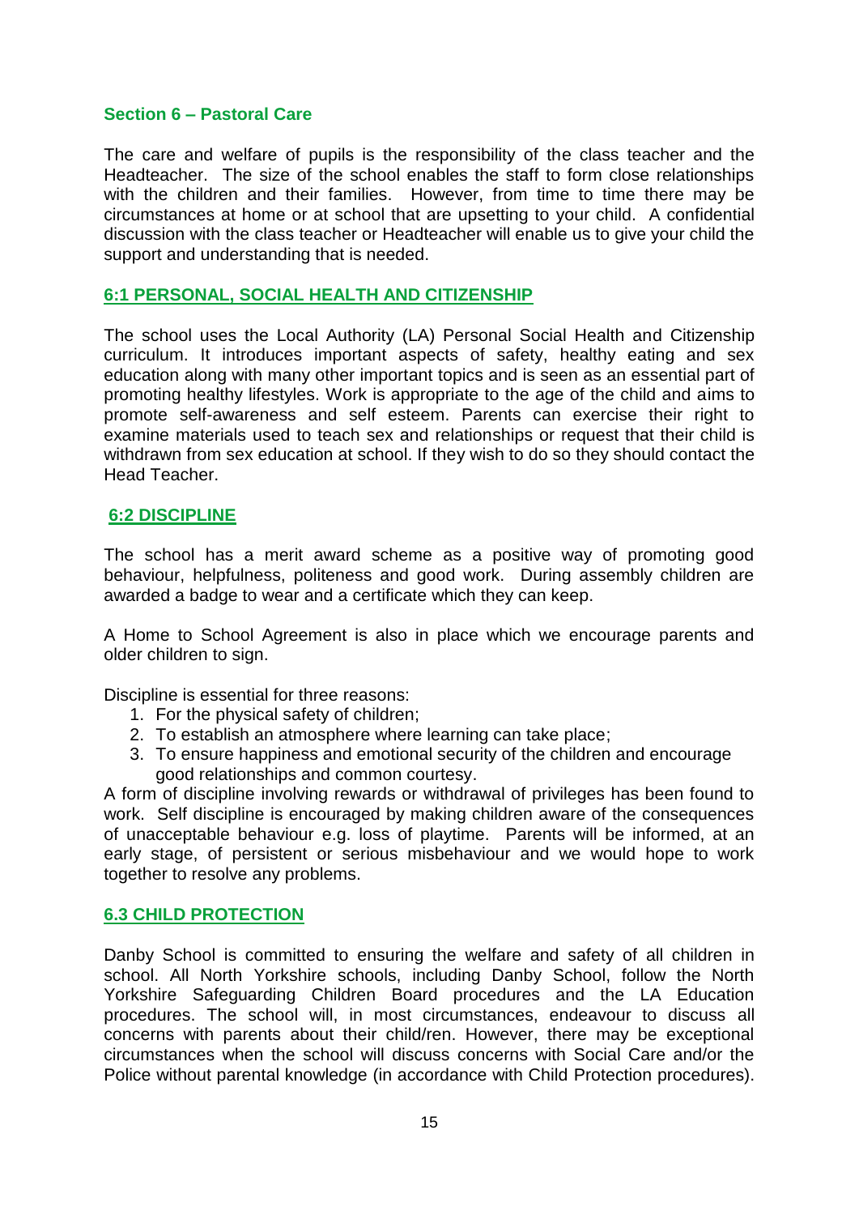## Section 6 – Pastoral Care

The care and welfare of pupils is the responsibility of the class teacher and the Headteacher. The size of the school enables the staff to form close relationships with the children and their families. However, from time to time there may be circumstances at home or at school that are upsetting to your child. A confidential discussion with the class teacher or Headteacher will enable us to give your child the support and understanding that is needed.

### 6:1 PERSONAL, SOCIAL HEALTH AND CITIZENSHIP

The school uses the Local Authority (LA) Personal Social Health and Citizenship curriculum. It introduces important aspects of safety, healthy eating and sex education along with many other important topics and is seen as an essential part of promoting healthy lifestyles. Work is appropriate to the age of the child and aims to promote self-awareness and self esteem. Parents can exercise their right to examine materials used to teach sex and relationships or request that their child is withdrawn from sex education at school. If they wish to do so they should contact the Head Teacher.

### 6:2 DISCIPLINE

The school has a merit award scheme as a positive way of promoting good behaviour, helpfulness, politeness and good work. During assembly children are awarded a badge to wear and a certificate which they can keep.

A Home to School Agreement is also in place which we encourage parents and older children to sign.

Discipline is essential for three reasons:

1. For the physical safety of children;
2. To establish an atmosphere where learning can take place;
3. To ensure happiness and emotional security of the children and encourage good relationships and common courtesy.

A form of discipline involving rewards or withdrawal of privileges has been found to work. Self discipline is encouraged by making children aware of the consequences of unacceptable behaviour e.g. loss of playtime. Parents will be informed, at an early stage, of persistent or serious misbehaviour and we would hope to work together to resolve any problems.

### 6.3 CHILD PROTECTION

Danby School is committed to ensuring the welfare and safety of all children in school. All North Yorkshire schools, including Danby School, follow the North Yorkshire Safeguarding Children Board procedures and the LA Education procedures. The school will, in most circumstances, endeavour to discuss all concerns with parents about their child/ren. However, there may be exceptional circumstances when the school will discuss concerns with Social Care and/or the Police without parental knowledge (in accordance with Child Protection procedures).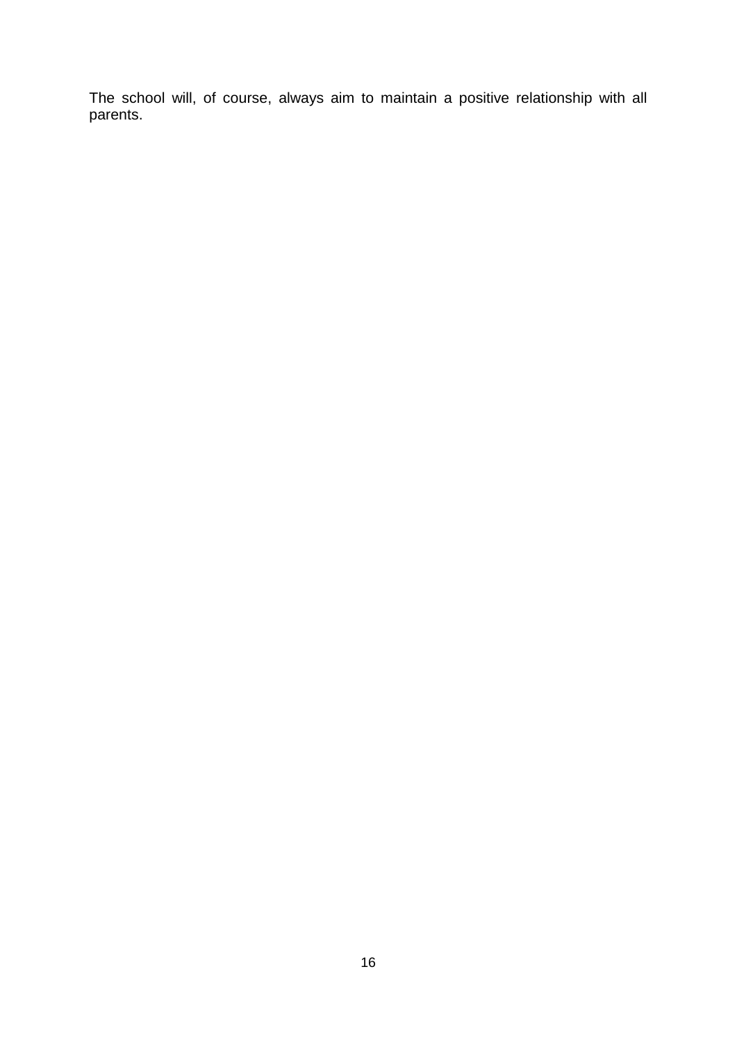The school will, of course, always aim to maintain a positive relationship with all parents.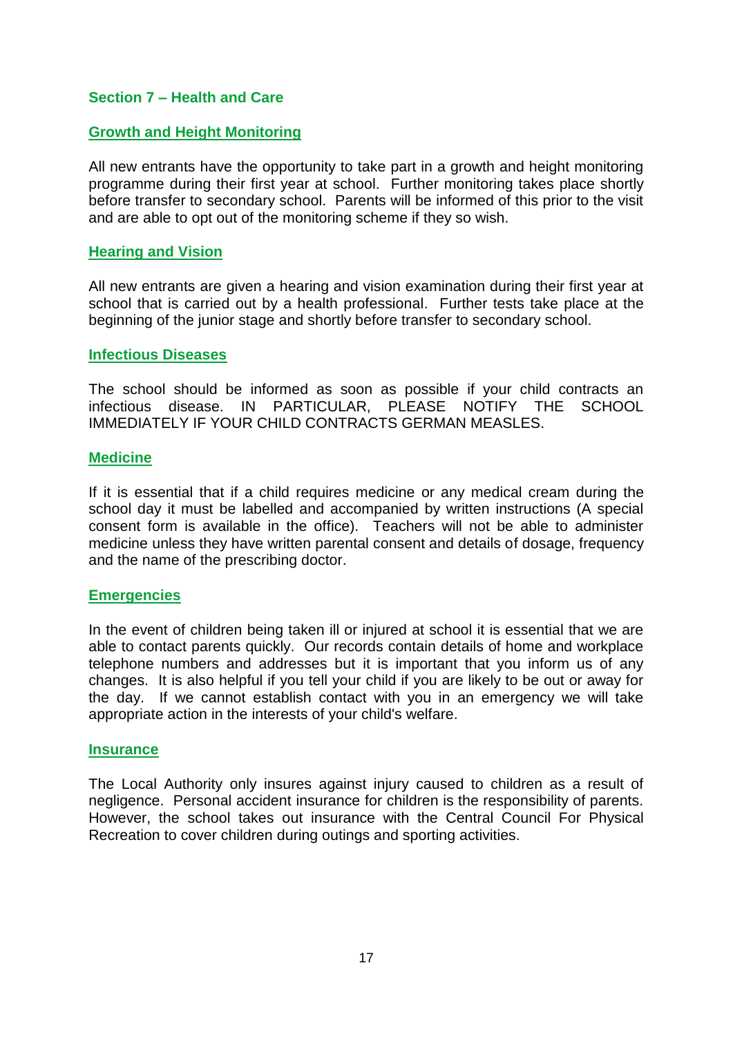## Section 7 – Health and Care

### Growth and Height Monitoring

All new entrants have the opportunity to take part in a growth and height monitoring programme during their first year at school. Further monitoring takes place shortly before transfer to secondary school. Parents will be informed of this prior to the visit and are able to opt out of the monitoring scheme if they so wish.

### Hearing and Vision

All new entrants are given a hearing and vision examination during their first year at school that is carried out by a health professional. Further tests take place at the beginning of the junior stage and shortly before transfer to secondary school.

### Infectious Diseases

The school should be informed as soon as possible if your child contracts an infectious disease. IN PARTICULAR, PLEASE NOTIFY THE SCHOOL IMMEDIATELY IF YOUR CHILD CONTRACTS GERMAN MEASLES.

### Medicine

If it is essential that if a child requires medicine or any medical cream during the school day it must be labelled and accompanied by written instructions (A special consent form is available in the office). Teachers will not be able to administer medicine unless they have written parental consent and details of dosage, frequency and the name of the prescribing doctor.

### Emergencies

In the event of children being taken ill or injured at school it is essential that we are able to contact parents quickly. Our records contain details of home and workplace telephone numbers and addresses but it is important that you inform us of any changes. It is also helpful if you tell your child if you are likely to be out or away for the day. If we cannot establish contact with you in an emergency we will take appropriate action in the interests of your child's welfare.

### Insurance

The Local Authority only insures against injury caused to children as a result of negligence. Personal accident insurance for children is the responsibility of parents. However, the school takes out insurance with the Central Council For Physical Recreation to cover children during outings and sporting activities.